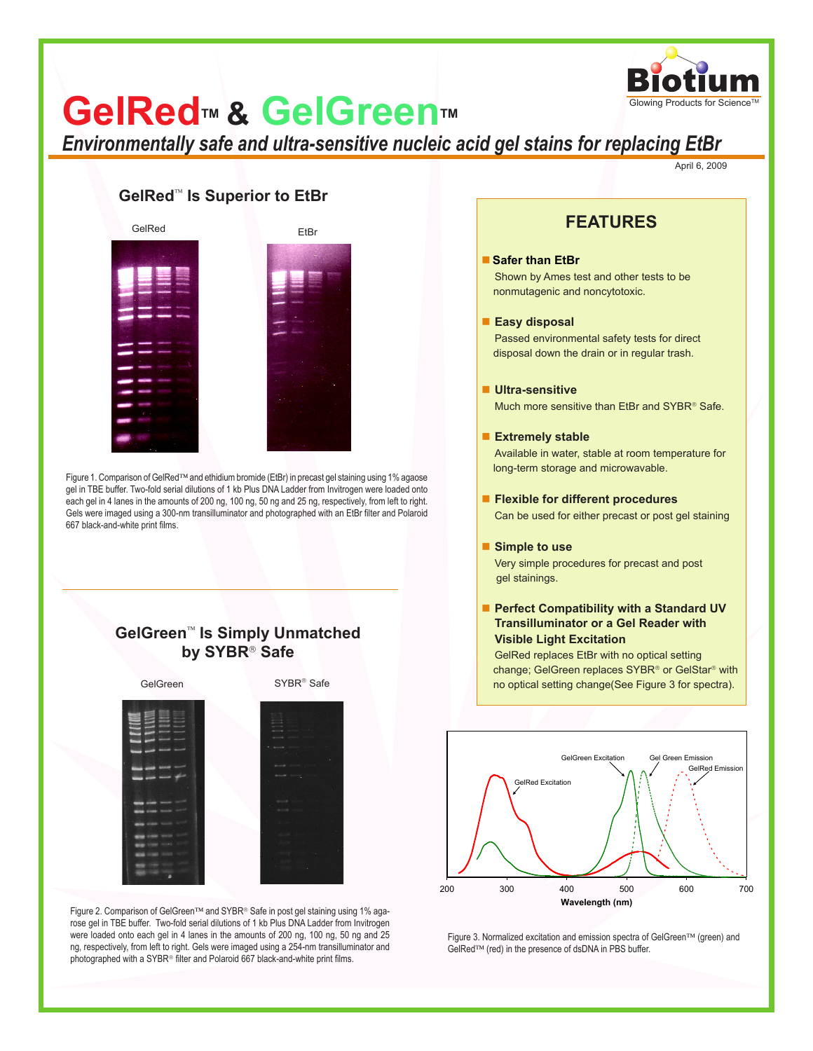# GelRed™ & GelGreen™

*Environmentally safe and ultra-sensitive nucleic acid gel stains for replacing EtBr*

Biotium — Glowing Products for Science™

April 6, 2009

## GelRed™ Is Superior to EtBr

GelRed EtBr

Figure 1. Comparison of GelRed™ and ethidium bromide (EtBr) in precast gel staining using 1% agaose gel in TBE buffer. Two-fold serial dilutions of 1 kb Plus DNA Ladder from Invitrogen were loaded onto each gel in 4 lanes in the amounts of 200 ng, 100 ng, 50 ng and 25 ng, respectively, from left to right. Gels were imaged using a 300-nm transilluminator and photographed with an EtBr filter and Polaroid 667 black-and-white print films.

## GelGreen™ Is Simply Unmatched by SYBR® Safe

GelGreen SYBR® Safe

Figure 2. Comparison of GelGreen™ and SYBR® Safe in post gel staining using 1% agarose gel in TBE buffer. Two-fold serial dilutions of 1 kb Plus DNA Ladder from Invitrogen were loaded onto each gel in 4 lanes in the amounts of 200 ng, 100 ng, 50 ng and 25 ng, respectively, from left to right. Gels were imaged using a 254-nm transilluminator and photographed with a SYBR® filter and Polaroid 667 black-and-white print films.

## FEATURES

- **Safer than EtBr**
  Shown by Ames test and other tests to be nonmutagenic and noncytotoxic.
- **Easy disposal**
  Passed environmental safety tests for direct disposal down the drain or in regular trash.
- **Ultra-sensitive**
  Much more sensitive than EtBr and SYBR® Safe.
- **Extremely stable**
  Available in water, stable at room temperature for long-term storage and microwavable.
- **Flexible for different procedures**
  Can be used for either precast or post gel staining
- **Simple to use**
  Very simple procedures for precast and post gel stainings.
- **Perfect Compatibility with a Standard UV Transilluminator or a Gel Reader with Visible Light Excitation**
  GelRed replaces EtBr with no optical setting change; GelGreen replaces SYBR® or GelStar® with no optical setting change(See Figure 3 for spectra).

Figure 3. Normalized excitation and emission spectra of GelGreen™ (green) and GelRed™ (red) in the presence of dsDNA in PBS buffer.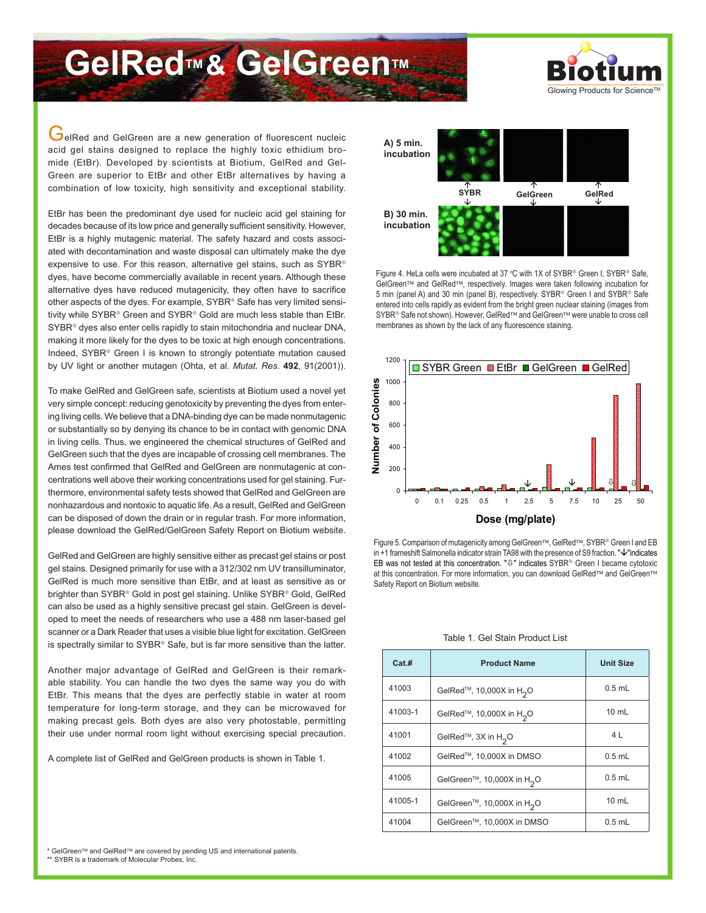# GelRed™ & GelGreen™

Biotium
Glowing Products for Science™

GelRed and GelGreen are a new generation of fluorescent nucleic acid gel stains designed to replace the highly toxic ethidium bromide (EtBr). Developed by scientists at Biotium, GelRed and GelGreen are superior to EtBr and other EtBr alternatives by having a combination of low toxicity, high sensitivity and exceptional stability.

EtBr has been the predominant dye used for nucleic acid gel staining for decades because of its low price and generally sufficient sensitivity. However, EtBr is a highly mutagenic material. The safety hazard and costs associated with decontamination and waste disposal can ultimately make the dye expensive to use. For this reason, alternative gel stains, such as SYBR® dyes, have become commercially available in recent years. Although these alternative dyes have reduced mutagenicity, they often have to sacrifice other aspects of the dyes. For example, SYBR® Safe has very limited sensitivity while SYBR® Green and SYBR® Gold are much less stable than EtBr. SYBR® dyes also enter cells rapidly to stain mitochondria and nuclear DNA, making it more likely for the dyes to be toxic at high enough concentrations. Indeed, SYBR® Green I is known to strongly potentiate mutation caused by UV light or another mutagen (Ohta, et al. *Mutat. Res.* **492**, 91(2001)).

To make GelRed and GelGreen safe, scientists at Biotium used a novel yet very simple concept: reducing genotoxicity by preventing the dyes from entering living cells. We believe that a DNA-binding dye can be made nonmutagenic or substantially so by denying its chance to be in contact with genomic DNA in living cells. Thus, we engineered the chemical structures of GelRed and GelGreen such that the dyes are incapable of crossing cell membranes. The Ames test confirmed that GelRed and GelGreen are nonmutagenic at concentrations well above their working concentrations used for gel staining. Furthermore, environmental safety tests showed that GelRed and GelGreen are nonhazardous and nontoxic to aquatic life. As a result, GelRed and GelGreen can be disposed of down the drain or in regular trash. For more information, please download the GelRed/GelGreen Safety Report on Biotium website.

GelRed and GelGreen are highly sensitive either as precast gel stains or post gel stains. Designed primarily for use with a 312/302 nm UV transilluminator, GelRed is much more sensitive than EtBr, and at least as sensitive as or brighter than SYBR® Gold in post gel staining. Unlike SYBR® Gold, GelRed can also be used as a highly sensitive precast gel stain. GelGreen is developed to meet the needs of researchers who use a 488 nm laser-based gel scanner or a Dark Reader that uses a visible blue light for excitation. GelGreen is spectrally similar to SYBR® Safe, but is far more sensitive than the latter.

Another major advantage of GelRed and GelGreen is their remarkable stability. You can handle the two dyes the same way you do with EtBr. This means that the dyes are perfectly stable in water at room temperature for long-term storage, and they can be microwaved for making precast gels. Both dyes are also very photostable, permitting their use under normal room light without exercising special precaution.

A complete list of GelRed and GelGreen products is shown in Table 1.

A) 5 min. incubation
B) 30 min. incubation
SYBR
GelGreen
GelRed

Figure 4. HeLa cells were incubated at 37 °C with 1X of SYBR® Green I, SYBR® Safe, GelGreen™ and GelRed™, respectively. Images were taken following incubation for 5 min (panel A) and 30 min (panel B), respectively. SYBR® Green I and SYBR® Safe entered into cells rapidly as evident from the bright green nuclear staining (images from SYBR® Safe not shown). However, GelRed™ and GelGreen™ were unable to cross cell membranes as shown by the lack of any fluorescence staining.

SYBR Green  EtBr  GelGreen  GelRed
Number of Colonies
1200
1000
800
600
400
200
0
0  0.1  0.25  0.5  1  2.5  5  7.5  10  25  50
Dose (mg/plate)

Figure 5. Comparison of mutagenicity among GelGreen™, GelRed™, SYBR® Green I and EB in +1 frameshift Salmonella indicator strain TA98 with the presence of S9 fraction. "↓" indicates EB was not tested at this concentration. "⇩" indicates SYBR® Green I became cytotoxic at this concentration. For more information, you can download GelRed™ and GelGreen™ Safety Report on Biotium website.

Table 1. Gel Stain Product List

| Cat.# | Product Name | Unit Size |
|---|---|---|
| 41003 | GelRed™, 10,000X in $H_2O$ | 0.5 mL |
| 41003-1 | GelRed™, 10,000X in $H_2O$ | 10 mL |
| 41001 | GelRed™, 3X in $H_2O$ | 4 L |
| 41002 | GelRed™, 10,000X in DMSO | 0.5 mL |
| 41005 | GelGreen™, 10,000X in $H_2O$ | 0.5 mL |
| 41005-1 | GelGreen™, 10,000X in $H_2O$ | 10 mL |
| 41004 | GelGreen™, 10,000X in DMSO | 0.5 mL |

\* GelGreen™ and GelRed™ are covered by pending US and international patents.
\*\* SYBR is a trademark of Molecular Probes, Inc.